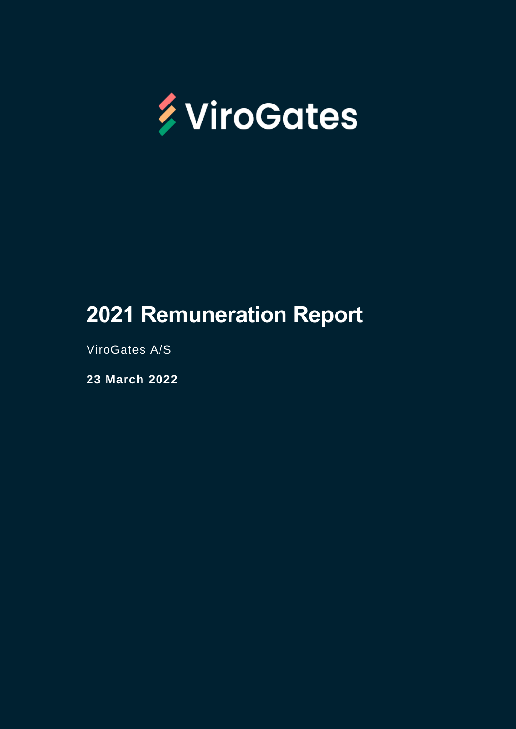ViroGates

# 2021 Remuneration Report

ViroGates A/S

**23 March 2022**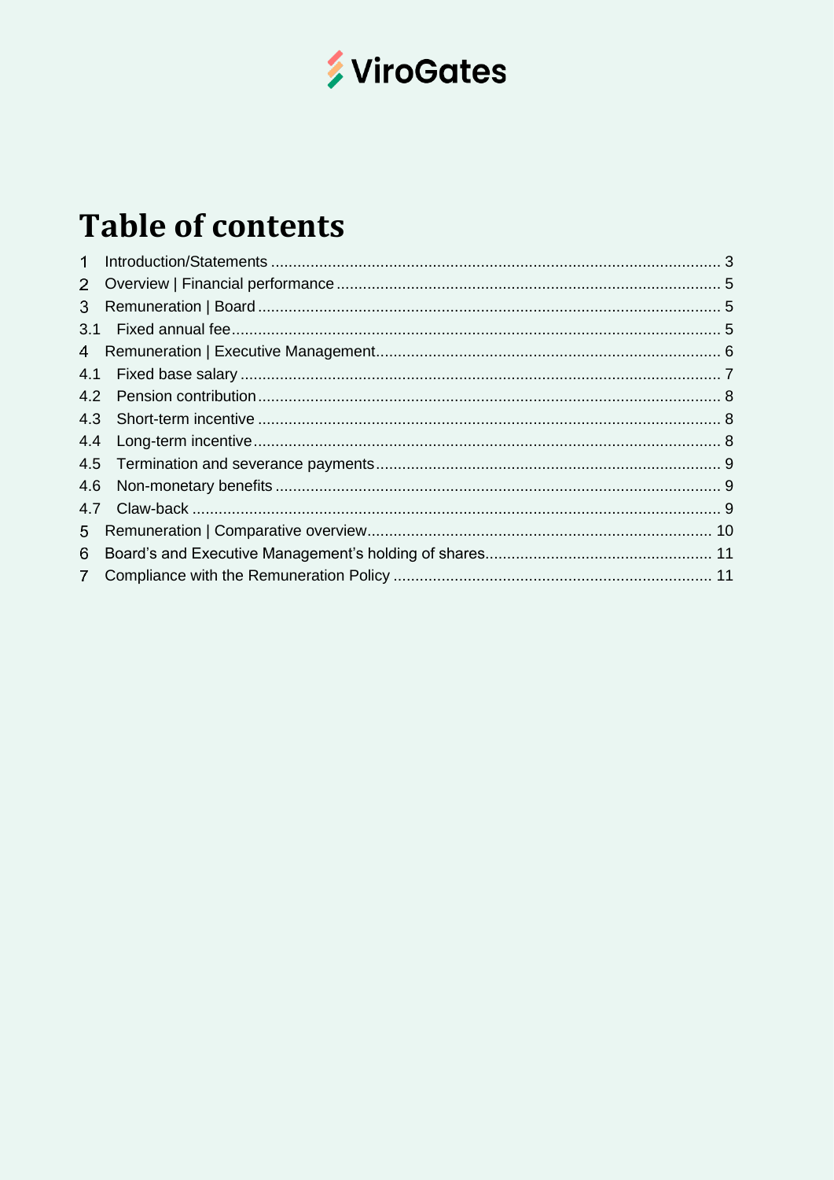ViroGates

# Table of contents

1 Introduction/Statements ..... 3
2 Overview | Financial performance ..... 5
3 Remuneration | Board ..... 5
3.1 Fixed annual fee ..... 5
4 Remuneration | Executive Management ..... 6
4.1 Fixed base salary ..... 7
4.2 Pension contribution ..... 8
4.3 Short-term incentive ..... 8
4.4 Long-term incentive ..... 8
4.5 Termination and severance payments ..... 9
4.6 Non-monetary benefits ..... 9
4.7 Claw-back ..... 9
5 Remuneration | Comparative overview ..... 10
6 Board's and Executive Management's holding of shares ..... 11
7 Compliance with the Remuneration Policy ..... 11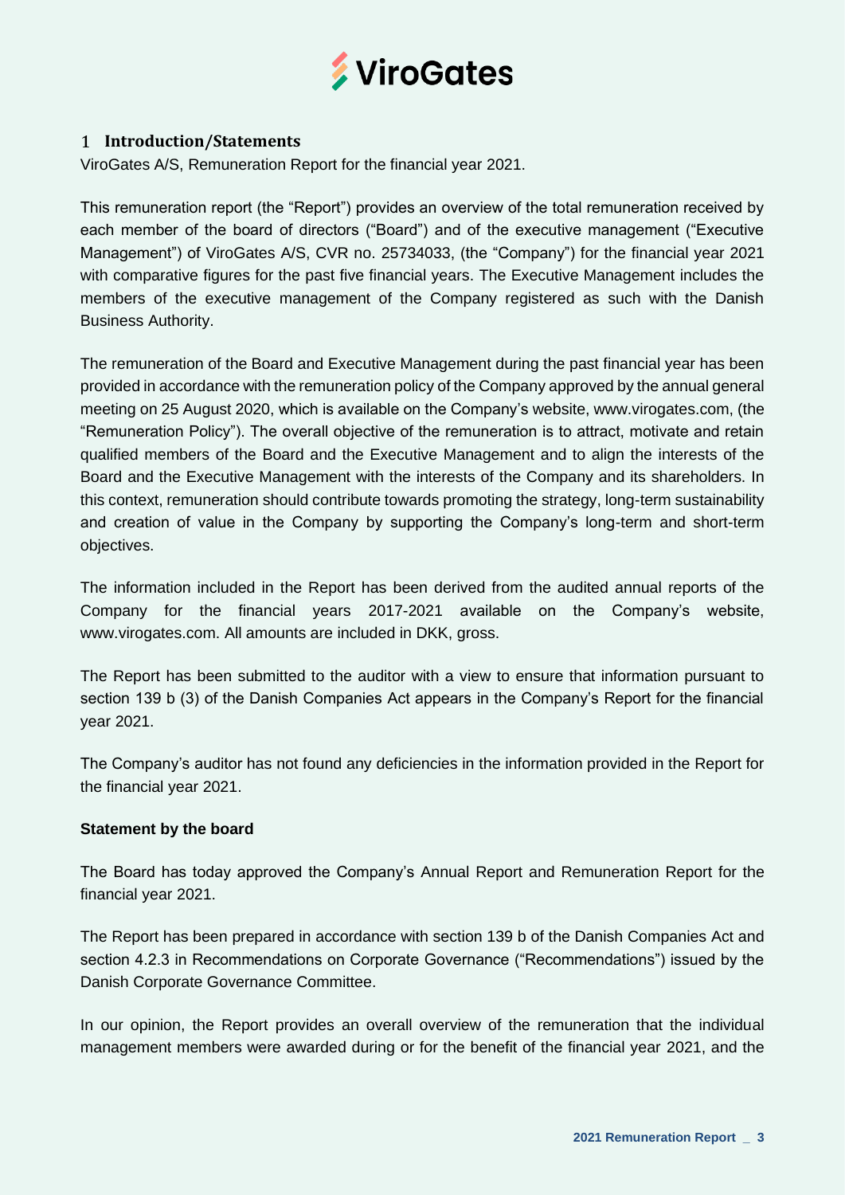## 1 Introduction/Statements

ViroGates A/S, Remuneration Report for the financial year 2021.

This remuneration report (the "Report") provides an overview of the total remuneration received by each member of the board of directors ("Board") and of the executive management ("Executive Management") of ViroGates A/S, CVR no. 25734033, (the "Company") for the financial year 2021 with comparative figures for the past five financial years. The Executive Management includes the members of the executive management of the Company registered as such with the Danish Business Authority.

The remuneration of the Board and Executive Management during the past financial year has been provided in accordance with the remuneration policy of the Company approved by the annual general meeting on 25 August 2020, which is available on the Company's website, www.virogates.com, (the "Remuneration Policy"). The overall objective of the remuneration is to attract, motivate and retain qualified members of the Board and the Executive Management and to align the interests of the Board and the Executive Management with the interests of the Company and its shareholders. In this context, remuneration should contribute towards promoting the strategy, long-term sustainability and creation of value in the Company by supporting the Company's long-term and short-term objectives.

The information included in the Report has been derived from the audited annual reports of the Company for the financial years 2017-2021 available on the Company's website, www.virogates.com. All amounts are included in DKK, gross.

The Report has been submitted to the auditor with a view to ensure that information pursuant to section 139 b (3) of the Danish Companies Act appears in the Company's Report for the financial year 2021.

The Company's auditor has not found any deficiencies in the information provided in the Report for the financial year 2021.

**Statement by the board**

The Board has today approved the Company's Annual Report and Remuneration Report for the financial year 2021.

The Report has been prepared in accordance with section 139 b of the Danish Companies Act and section 4.2.3 in Recommendations on Corporate Governance ("Recommendations") issued by the Danish Corporate Governance Committee.

In our opinion, the Report provides an overall overview of the remuneration that the individual management members were awarded during or for the benefit of the financial year 2021, and the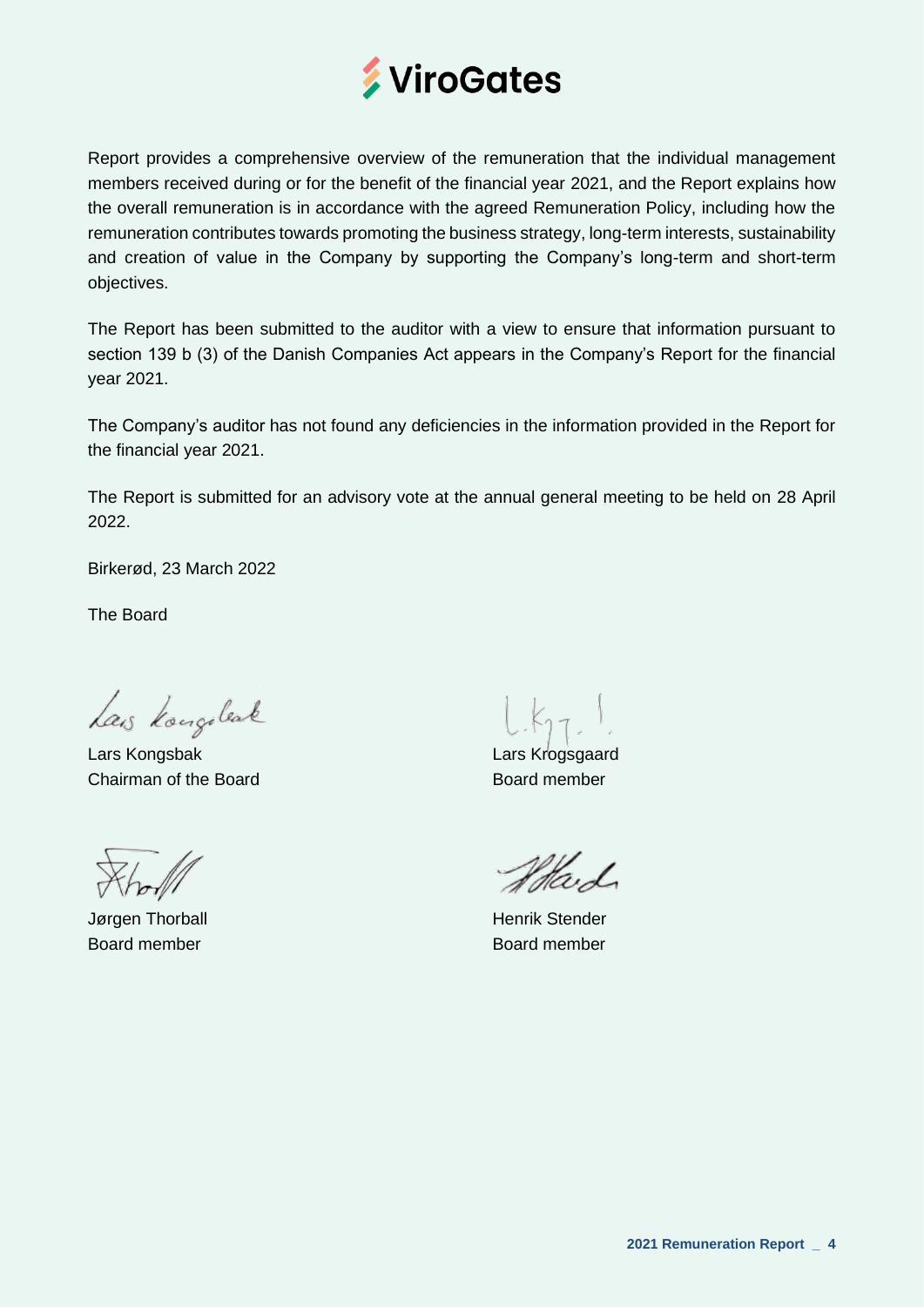Report provides a comprehensive overview of the remuneration that the individual management members received during or for the benefit of the financial year 2021, and the Report explains how the overall remuneration is in accordance with the agreed Remuneration Policy, including how the remuneration contributes towards promoting the business strategy, long-term interests, sustainability and creation of value in the Company by supporting the Company's long-term and short-term objectives.

The Report has been submitted to the auditor with a view to ensure that information pursuant to section 139 b (3) of the Danish Companies Act appears in the Company's Report for the financial year 2021.

The Company's auditor has not found any deficiencies in the information provided in the Report for the financial year 2021.

The Report is submitted for an advisory vote at the annual general meeting to be held on 28 April 2022.

Birkerød, 23 March 2022

The Board

Lars Kongsbak
Chairman of the Board

Lars Krogsgaard
Board member

Jørgen Thorball
Board member

Henrik Stender
Board member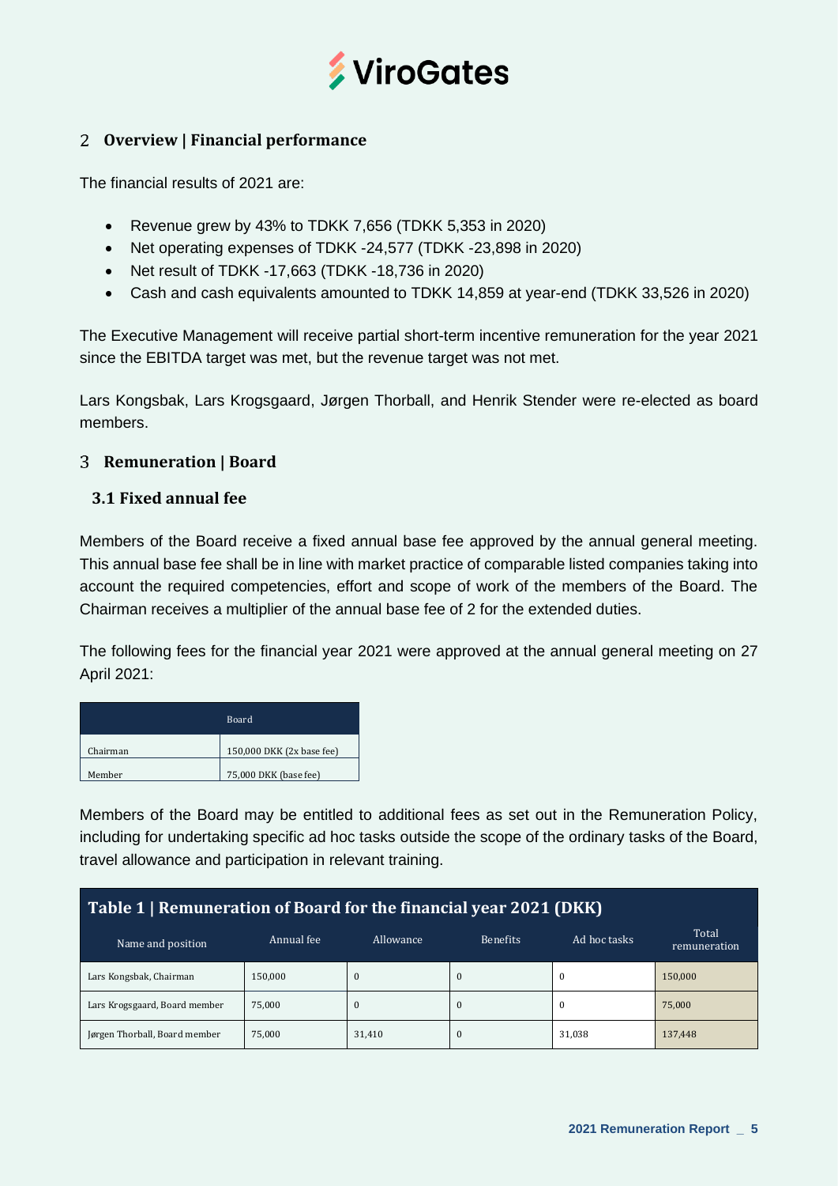## 2 Overview | Financial performance

The financial results of 2021 are:

- Revenue grew by 43% to TDKK 7,656 (TDKK 5,353 in 2020)
- Net operating expenses of TDKK -24,577 (TDKK -23,898 in 2020)
- Net result of TDKK -17,663 (TDKK -18,736 in 2020)
- Cash and cash equivalents amounted to TDKK 14,859 at year-end (TDKK 33,526 in 2020)

The Executive Management will receive partial short-term incentive remuneration for the year 2021 since the EBITDA target was met, but the revenue target was not met.

Lars Kongsbak, Lars Krogsgaard, Jørgen Thorball, and Henrik Stender were re-elected as board members.

## 3 Remuneration | Board

### 3.1 Fixed annual fee

Members of the Board receive a fixed annual base fee approved by the annual general meeting. This annual base fee shall be in line with market practice of comparable listed companies taking into account the required competencies, effort and scope of work of the members of the Board. The Chairman receives a multiplier of the annual base fee of 2 for the extended duties.

The following fees for the financial year 2021 were approved at the annual general meeting on 27 April 2021:

| Board | |
|---|---|
| Chairman | 150,000 DKK (2x base fee) |
| Member | 75,000 DKK (base fee) |

Members of the Board may be entitled to additional fees as set out in the Remuneration Policy, including for undertaking specific ad hoc tasks outside the scope of the ordinary tasks of the Board, travel allowance and participation in relevant training.

**Table 1 | Remuneration of Board for the financial year 2021 (DKK)**

| Name and position | Annual fee | Allowance | Benefits | Ad hoc tasks | Total remuneration |
|---|---|---|---|---|---|
| Lars Kongsbak, Chairman | 150,000 | 0 | 0 | 0 | 150,000 |
| Lars Krogsgaard, Board member | 75,000 | 0 | 0 | 0 | 75,000 |
| Jørgen Thorball, Board member | 75,000 | 31,410 | 0 | 31,038 | 137,448 |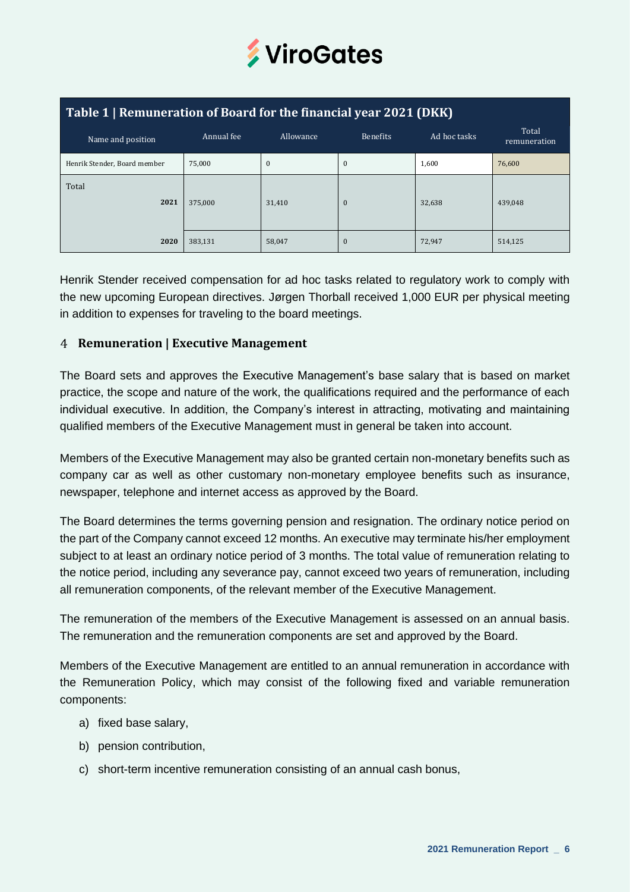**Table 1 | Remuneration of Board for the financial year 2021 (DKK)**

| Name and position | | Annual fee | Allowance | Benefits | Ad hoc tasks | Total remuneration |
|---|---|---|---|---|---|---|
| Henrik Stender, Board member | | 75,000 | 0 | 0 | 1,600 | 76,600 |
| Total | 2021 | 375,000 | 31,410 | 0 | 32,638 | 439,048 |
| | 2020 | 383,131 | 58,047 | 0 | 72,947 | 514,125 |

Henrik Stender received compensation for ad hoc tasks related to regulatory work to comply with the new upcoming European directives. Jørgen Thorball received 1,000 EUR per physical meeting in addition to expenses for traveling to the board meetings.

## 4 Remuneration | Executive Management

The Board sets and approves the Executive Management's base salary that is based on market practice, the scope and nature of the work, the qualifications required and the performance of each individual executive. In addition, the Company's interest in attracting, motivating and maintaining qualified members of the Executive Management must in general be taken into account.

Members of the Executive Management may also be granted certain non-monetary benefits such as company car as well as other customary non-monetary employee benefits such as insurance, newspaper, telephone and internet access as approved by the Board.

The Board determines the terms governing pension and resignation. The ordinary notice period on the part of the Company cannot exceed 12 months. An executive may terminate his/her employment subject to at least an ordinary notice period of 3 months. The total value of remuneration relating to the notice period, including any severance pay, cannot exceed two years of remuneration, including all remuneration components, of the relevant member of the Executive Management.

The remuneration of the members of the Executive Management is assessed on an annual basis. The remuneration and the remuneration components are set and approved by the Board.

Members of the Executive Management are entitled to an annual remuneration in accordance with the Remuneration Policy, which may consist of the following fixed and variable remuneration components:

a) fixed base salary,

b) pension contribution,

c) short-term incentive remuneration consisting of an annual cash bonus,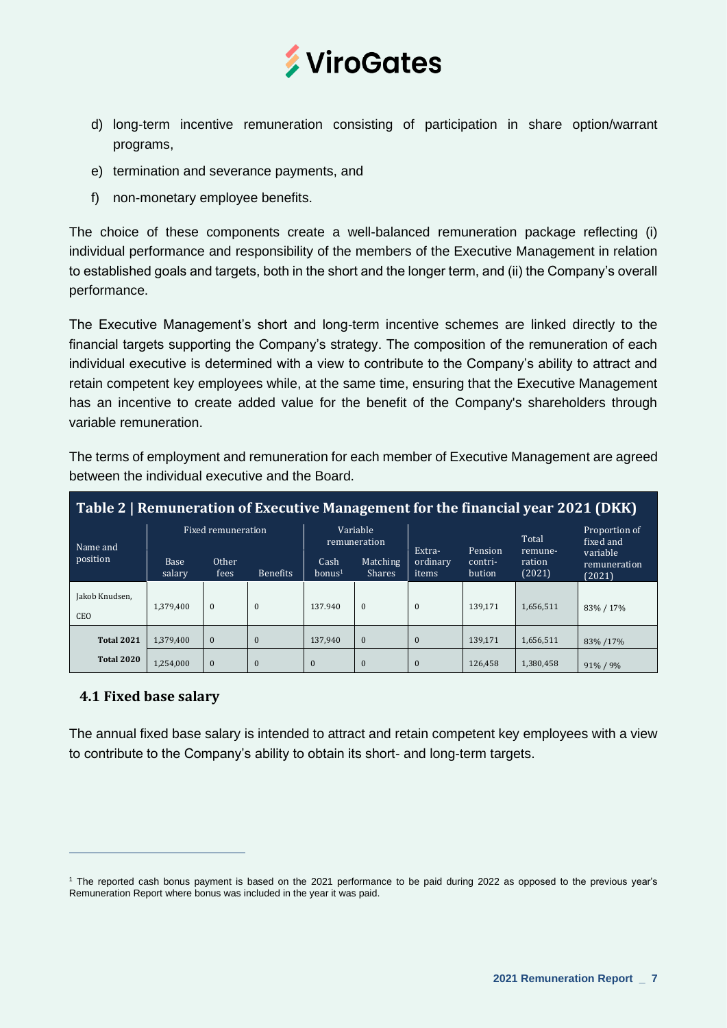d) long-term incentive remuneration consisting of participation in share option/warrant programs,

e) termination and severance payments, and

f) non-monetary employee benefits.

The choice of these components create a well-balanced remuneration package reflecting (i) individual performance and responsibility of the members of the Executive Management in relation to established goals and targets, both in the short and the longer term, and (ii) the Company's overall performance.

The Executive Management's short and long-term incentive schemes are linked directly to the financial targets supporting the Company's strategy. The composition of the remuneration of each individual executive is determined with a view to contribute to the Company's ability to attract and retain competent key employees while, at the same time, ensuring that the Executive Management has an incentive to create added value for the benefit of the Company's shareholders through variable remuneration.

The terms of employment and remuneration for each member of Executive Management are agreed between the individual executive and the Board.

**Table 2 | Remuneration of Executive Management for the financial year 2021 (DKK)**

| Name and position | Fixed remuneration | | | Variable remuneration | | Extra-ordinary items | Pension contri-bution | Total remune-ration (2021) | Proportion of fixed and variable remuneration (2021) |
|---|---|---|---|---|---|---|---|---|---|
| | Base salary | Other fees | Benefits | Cash bonus[1] | Matching Shares | | | | |
| Jakob Knudsen, CEO | 1,379,400 | 0 | 0 | 137.940 | 0 | 0 | 139,171 | 1,656,511 | 83% / 17% |
| **Total 2021** | 1,379,400 | 0 | 0 | 137,940 | 0 | 0 | 139,171 | 1,656,511 | 83% /17% |
| **Total 2020** | 1,254,000 | 0 | 0 | 0 | 0 | 0 | 126,458 | 1,380,458 | 91% / 9% |

## 4.1 Fixed base salary

The annual fixed base salary is intended to attract and retain competent key employees with a view to contribute to the Company's ability to obtain its short- and long-term targets.

[1] The reported cash bonus payment is based on the 2021 performance to be paid during 2022 as opposed to the previous year's Remuneration Report where bonus was included in the year it was paid.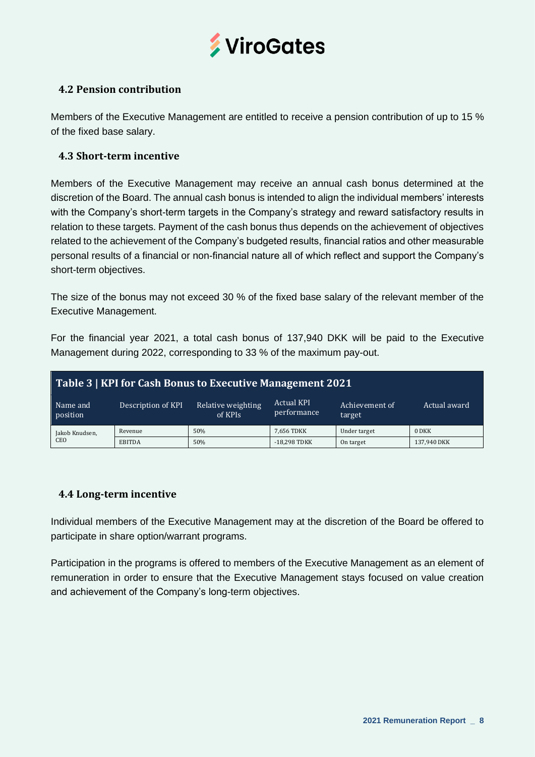### 4.2 Pension contribution

Members of the Executive Management are entitled to receive a pension contribution of up to 15 % of the fixed base salary.

### 4.3 Short-term incentive

Members of the Executive Management may receive an annual cash bonus determined at the discretion of the Board. The annual cash bonus is intended to align the individual members' interests with the Company's short-term targets in the Company's strategy and reward satisfactory results in relation to these targets. Payment of the cash bonus thus depends on the achievement of objectives related to the achievement of the Company's budgeted results, financial ratios and other measurable personal results of a financial or non-financial nature all of which reflect and support the Company's short-term objectives.

The size of the bonus may not exceed 30 % of the fixed base salary of the relevant member of the Executive Management.

For the financial year 2021, a total cash bonus of 137,940 DKK will be paid to the Executive Management during 2022, corresponding to 33 % of the maximum pay-out.

**Table 3 | KPI for Cash Bonus to Executive Management 2021**

| Name and position | Description of KPI | Relative weighting of KPIs | Actual KPI performance | Achievement of target | Actual award |
|---|---|---|---|---|---|
| Jakob Knudsen, CEO | Revenue | 50% | 7,656 TDKK | Under target | 0 DKK |
| | EBITDA | 50% | -18,298 TDKK | On target | 137,940 DKK |

### 4.4 Long-term incentive

Individual members of the Executive Management may at the discretion of the Board be offered to participate in share option/warrant programs.

Participation in the programs is offered to members of the Executive Management as an element of remuneration in order to ensure that the Executive Management stays focused on value creation and achievement of the Company's long-term objectives.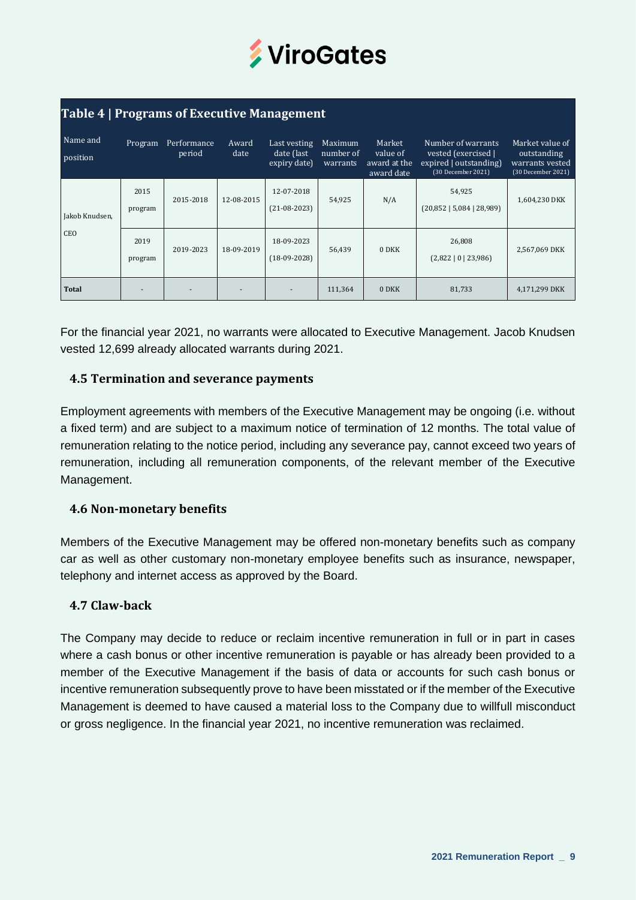## Table 4 | Programs of Executive Management

| Name and position | Program | Performance period | Award date | Last vesting date (last expiry date) | Maximum number of warrants | Market value of award at the award date | Number of warrants vested (exercised \| expired \| outstanding) (30 December 2021) | Market value of outstanding warrants vested (30 December 2021) |
|---|---|---|---|---|---|---|---|---|
| Jakob Knudsen, CEO | 2015 program | 2015-2018 | 12-08-2015 | 12-07-2018 (21-08-2023) | 54,925 | N/A | 54,925 (20,852 \| 5,084 \| 28,989) | 1,604,230 DKK |
| | 2019 program | 2019-2023 | 18-09-2019 | 18-09-2023 (18-09-2028) | 56,439 | 0 DKK | 26,808 (2,822 \| 0 \| 23,986) | 2,567,069 DKK |
| **Total** | - | - | - | - | 111,364 | 0 DKK | 81,733 | 4,171,299 DKK |

For the financial year 2021, no warrants were allocated to Executive Management. Jacob Knudsen vested 12,699 already allocated warrants during 2021.

### 4.5 Termination and severance payments

Employment agreements with members of the Executive Management may be ongoing (i.e. without a fixed term) and are subject to a maximum notice of termination of 12 months. The total value of remuneration relating to the notice period, including any severance pay, cannot exceed two years of remuneration, including all remuneration components, of the relevant member of the Executive Management.

### 4.6 Non-monetary benefits

Members of the Executive Management may be offered non-monetary benefits such as company car as well as other customary non-monetary employee benefits such as insurance, newspaper, telephony and internet access as approved by the Board.

### 4.7 Claw-back

The Company may decide to reduce or reclaim incentive remuneration in full or in part in cases where a cash bonus or other incentive remuneration is payable or has already been provided to a member of the Executive Management if the basis of data or accounts for such cash bonus or incentive remuneration subsequently prove to have been misstated or if the member of the Executive Management is deemed to have caused a material loss to the Company due to willfull misconduct or gross negligence. In the financial year 2021, no incentive remuneration was reclaimed.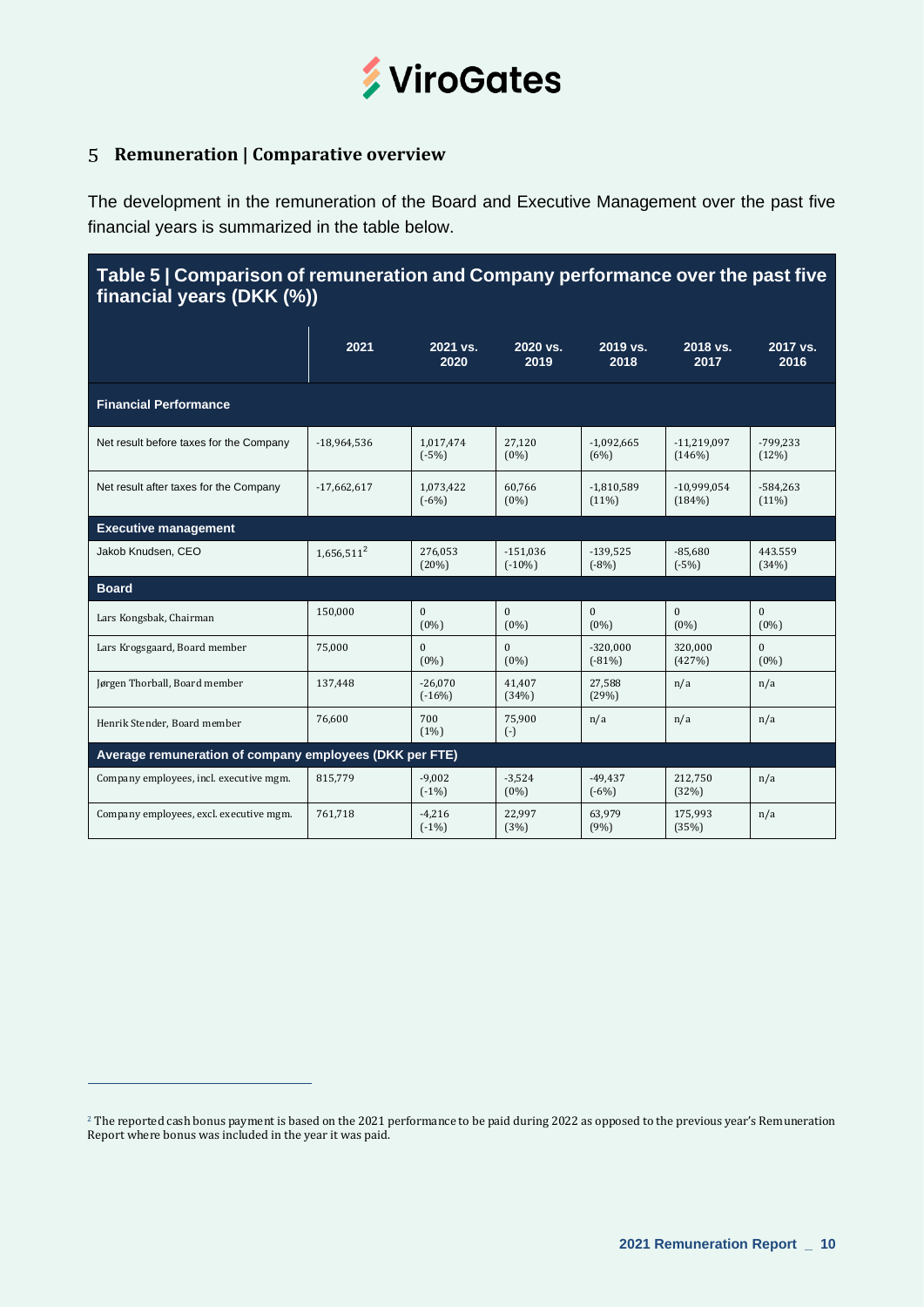## 5 Remuneration | Comparative overview

The development in the remuneration of the Board and Executive Management over the past five financial years is summarized in the table below.

**Table 5 | Comparison of remuneration and Company performance over the past five financial years (DKK (%))**

| | 2021 | 2021 vs. 2020 | 2020 vs. 2019 | 2019 vs. 2018 | 2018 vs. 2017 | 2017 vs. 2016 |
|---|---|---|---|---|---|---|
| **Financial Performance** | | | | | | |
| Net result before taxes for the Company | -18,964,536 | 1,017,474 (-5%) | 27,120 (0%) | -1,092,665 (6%) | -11,219,097 (146%) | -799,233 (12%) |
| Net result after taxes for the Company | -17,662,617 | 1,073,422 (-6%) | 60,766 (0%) | -1,810,589 (11%) | -10,999,054 (184%) | -584,263 (11%) |
| **Executive management** | | | | | | |
| Jakob Knudsen, CEO | 1,656,511[2] | 276,053 (20%) | -151,036 (-10%) | -139,525 (-8%) | -85,680 (-5%) | 443.559 (34%) |
| **Board** | | | | | | |
| Lars Kongsbak, Chairman | 150,000 | 0 (0%) | 0 (0%) | 0 (0%) | 0 (0%) | 0 (0%) |
| Lars Krogsgaard, Board member | 75,000 | 0 (0%) | 0 (0%) | -320,000 (-81%) | 320,000 (427%) | 0 (0%) |
| Jørgen Thorball, Board member | 137,448 | -26,070 (-16%) | 41,407 (34%) | 27,588 (29%) | n/a | n/a |
| Henrik Stender, Board member | 76,600 | 700 (1%) | 75,900 (-) | n/a | n/a | n/a |
| **Average remuneration of company employees (DKK per FTE)** | | | | | | |
| Company employees, incl. executive mgm. | 815,779 | -9,002 (-1%) | -3,524 (0%) | -49,437 (-6%) | 212,750 (32%) | n/a |
| Company employees, excl. executive mgm. | 761,718 | -4,216 (-1%) | 22,997 (3%) | 63,979 (9%) | 175,993 (35%) | n/a |

[2] The reported cash bonus payment is based on the 2021 performance to be paid during 2022 as opposed to the previous year's Remuneration Report where bonus was included in the year it was paid.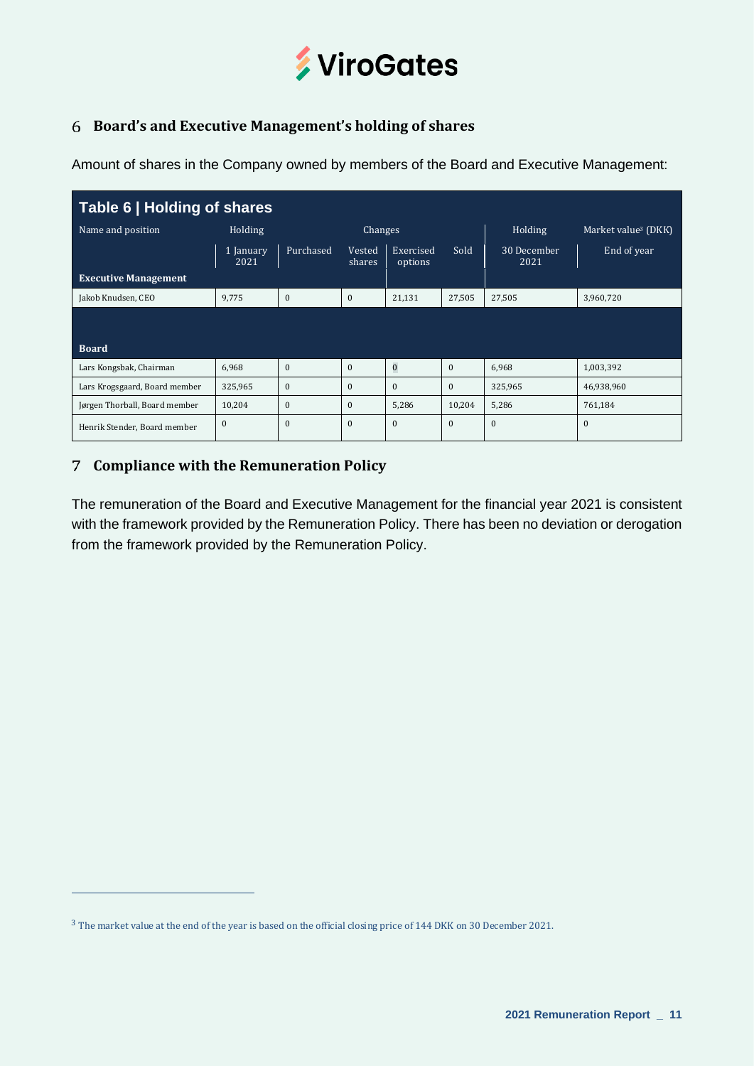## 6 Board's and Executive Management's holding of shares

Amount of shares in the Company owned by members of the Board and Executive Management:

**Table 6 | Holding of shares**

| Name and position | Holding | Changes | | | | Holding | Market value[3] (DKK) |
|---|---|---|---|---|---|---|---|
| | 1 January 2021 | Purchased | Vested shares | Exercised options | Sold | 30 December 2021 | End of year |
| **Executive Management** | | | | | | | |
| Jakob Knudsen, CEO | 9,775 | 0 | 0 | 21,131 | 27,505 | 27,505 | 3,960,720 |
| **Board** | | | | | | | |
| Lars Kongsbak, Chairman | 6,968 | 0 | 0 | 0 | 0 | 6,968 | 1,003,392 |
| Lars Krogsgaard, Board member | 325,965 | 0 | 0 | 0 | 0 | 325,965 | 46,938,960 |
| Jørgen Thorball, Board member | 10,204 | 0 | 0 | 5,286 | 10,204 | 5,286 | 761,184 |
| Henrik Stender, Board member | 0 | 0 | 0 | 0 | 0 | 0 | 0 |

## 7 Compliance with the Remuneration Policy

The remuneration of the Board and Executive Management for the financial year 2021 is consistent with the framework provided by the Remuneration Policy. There has been no deviation or derogation from the framework provided by the Remuneration Policy.

[3] The market value at the end of the year is based on the official closing price of 144 DKK on 30 December 2021.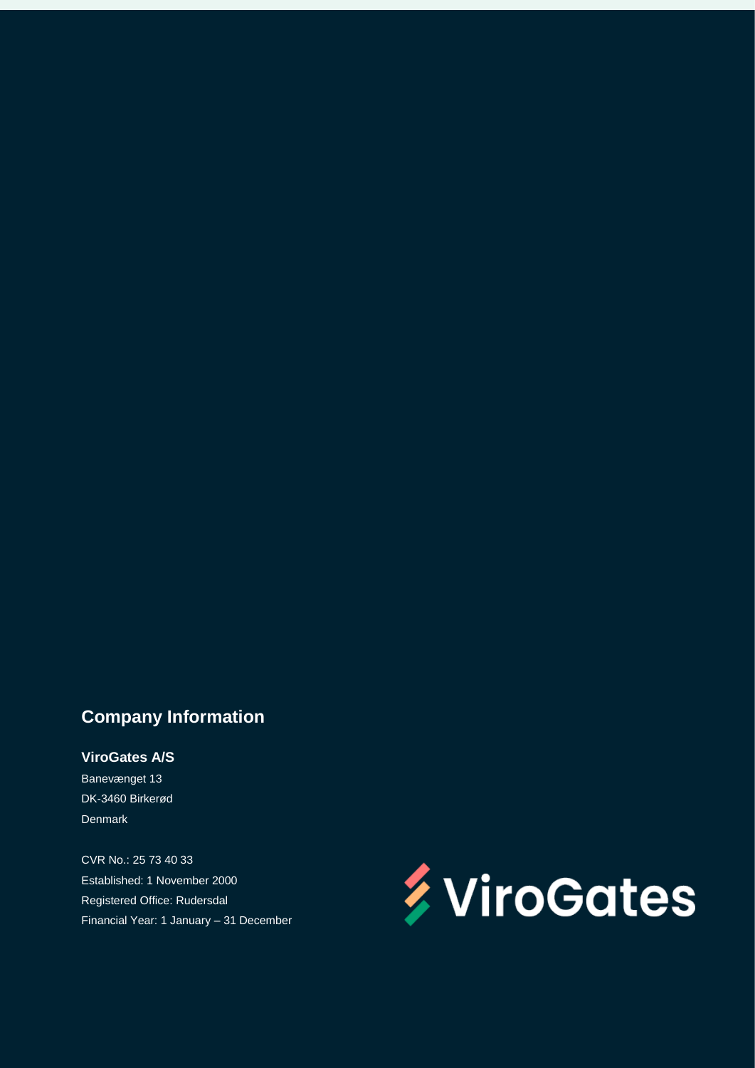## Company Information

**ViroGates A/S**

Banevænget 13

DK-3460 Birkerød

Denmark

CVR No.: 25 73 40 33

Established: 1 November 2000

Registered Office: Rudersdal

Financial Year: 1 January – 31 December